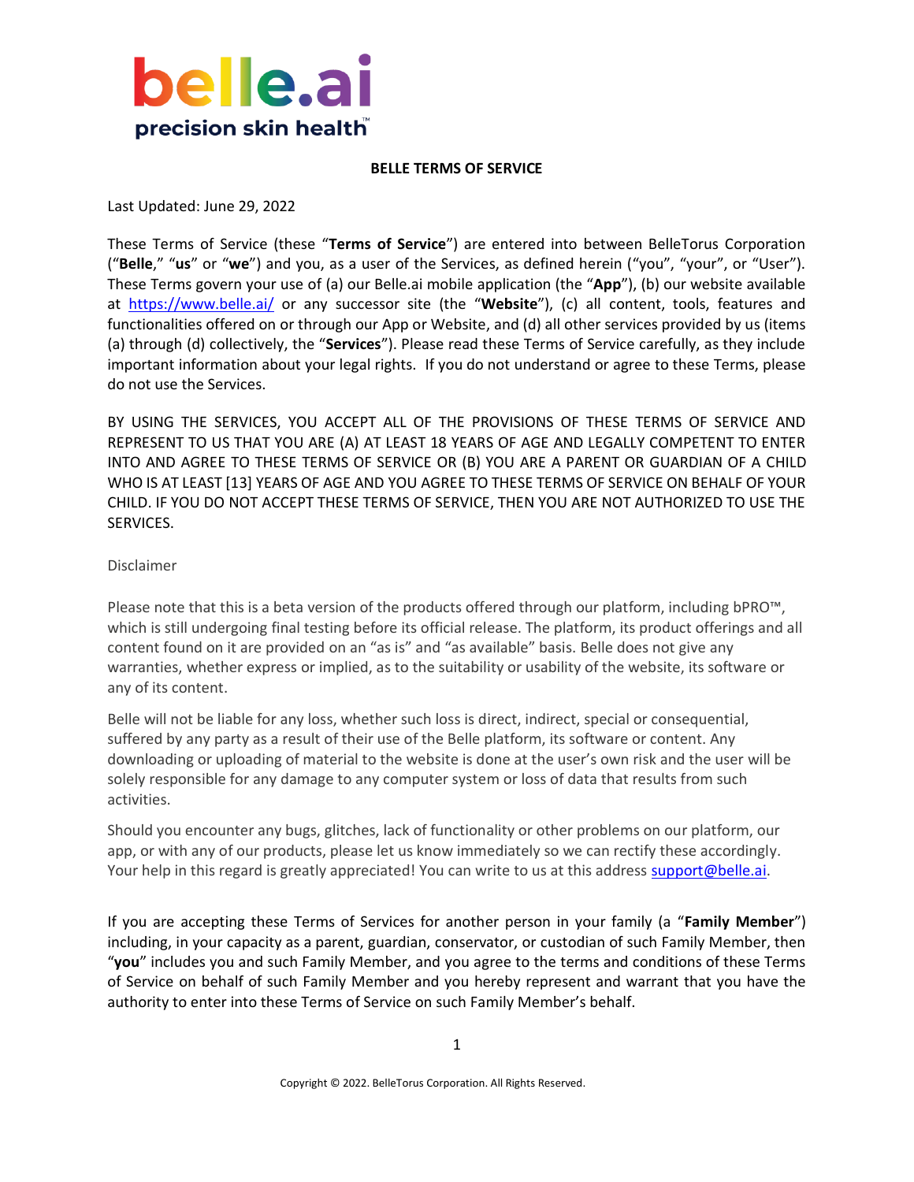belle.ai
precision skin health™

# BELLE TERMS OF SERVICE

Last Updated: June 29, 2022

These Terms of Service (these "**Terms of Service**") are entered into between BelleTorus Corporation ("**Belle**," "**us**" or "**we**") and you, as a user of the Services, as defined herein ("you", "your", or "User"). These Terms govern your use of (a) our Belle.ai mobile application (the "**App**"), (b) our website available at https://www.belle.ai/ or any successor site (the "**Website**"), (c) all content, tools, features and functionalities offered on or through our App or Website, and (d) all other services provided by us (items (a) through (d) collectively, the "**Services**"). Please read these Terms of Service carefully, as they include important information about your legal rights. If you do not understand or agree to these Terms, please do not use the Services.

BY USING THE SERVICES, YOU ACCEPT ALL OF THE PROVISIONS OF THESE TERMS OF SERVICE AND REPRESENT TO US THAT YOU ARE (A) AT LEAST 18 YEARS OF AGE AND LEGALLY COMPETENT TO ENTER INTO AND AGREE TO THESE TERMS OF SERVICE OR (B) YOU ARE A PARENT OR GUARDIAN OF A CHILD WHO IS AT LEAST [13] YEARS OF AGE AND YOU AGREE TO THESE TERMS OF SERVICE ON BEHALF OF YOUR CHILD. IF YOU DO NOT ACCEPT THESE TERMS OF SERVICE, THEN YOU ARE NOT AUTHORIZED TO USE THE SERVICES.

Disclaimer

Please note that this is a beta version of the products offered through our platform, including bPRO™, which is still undergoing final testing before its official release. The platform, its product offerings and all content found on it are provided on an "as is" and "as available" basis. Belle does not give any warranties, whether express or implied, as to the suitability or usability of the website, its software or any of its content.

Belle will not be liable for any loss, whether such loss is direct, indirect, special or consequential, suffered by any party as a result of their use of the Belle platform, its software or content. Any downloading or uploading of material to the website is done at the user's own risk and the user will be solely responsible for any damage to any computer system or loss of data that results from such activities.

Should you encounter any bugs, glitches, lack of functionality or other problems on our platform, our app, or with any of our products, please let us know immediately so we can rectify these accordingly. Your help in this regard is greatly appreciated! You can write to us at this address support@belle.ai.

If you are accepting these Terms of Services for another person in your family (a "**Family Member**") including, in your capacity as a parent, guardian, conservator, or custodian of such Family Member, then "**you**" includes you and such Family Member, and you agree to the terms and conditions of these Terms of Service on behalf of such Family Member and you hereby represent and warrant that you have the authority to enter into these Terms of Service on such Family Member's behalf.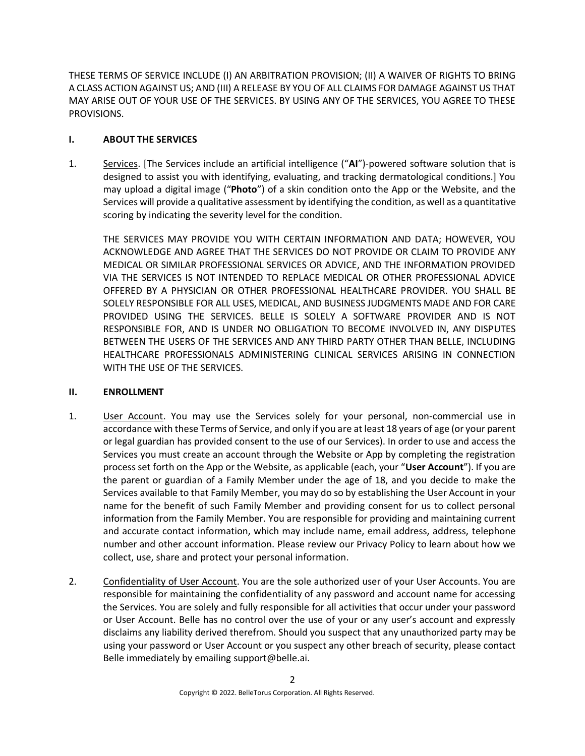THESE TERMS OF SERVICE INCLUDE (I) AN ARBITRATION PROVISION; (II) A WAIVER OF RIGHTS TO BRING A CLASS ACTION AGAINST US; AND (III) A RELEASE BY YOU OF ALL CLAIMS FOR DAMAGE AGAINST US THAT MAY ARISE OUT OF YOUR USE OF THE SERVICES. BY USING ANY OF THE SERVICES, YOU AGREE TO THESE PROVISIONS.

## I. ABOUT THE SERVICES

1. Services. [The Services include an artificial intelligence ("**AI**")-powered software solution that is designed to assist you with identifying, evaluating, and tracking dermatological conditions.] You may upload a digital image ("**Photo**") of a skin condition onto the App or the Website, and the Services will provide a qualitative assessment by identifying the condition, as well as a quantitative scoring by indicating the severity level for the condition.

   THE SERVICES MAY PROVIDE YOU WITH CERTAIN INFORMATION AND DATA; HOWEVER, YOU ACKNOWLEDGE AND AGREE THAT THE SERVICES DO NOT PROVIDE OR CLAIM TO PROVIDE ANY MEDICAL OR SIMILAR PROFESSIONAL SERVICES OR ADVICE, AND THE INFORMATION PROVIDED VIA THE SERVICES IS NOT INTENDED TO REPLACE MEDICAL OR OTHER PROFESSIONAL ADVICE OFFERED BY A PHYSICIAN OR OTHER PROFESSIONAL HEALTHCARE PROVIDER. YOU SHALL BE SOLELY RESPONSIBLE FOR ALL USES, MEDICAL, AND BUSINESS JUDGMENTS MADE AND FOR CARE PROVIDED USING THE SERVICES. BELLE IS SOLELY A SOFTWARE PROVIDER AND IS NOT RESPONSIBLE FOR, AND IS UNDER NO OBLIGATION TO BECOME INVOLVED IN, ANY DISPUTES BETWEEN THE USERS OF THE SERVICES AND ANY THIRD PARTY OTHER THAN BELLE, INCLUDING HEALTHCARE PROFESSIONALS ADMINISTERING CLINICAL SERVICES ARISING IN CONNECTION WITH THE USE OF THE SERVICES.

## II. ENROLLMENT

1. User Account. You may use the Services solely for your personal, non-commercial use in accordance with these Terms of Service, and only if you are at least 18 years of age (or your parent or legal guardian has provided consent to the use of our Services). In order to use and access the Services you must create an account through the Website or App by completing the registration process set forth on the App or the Website, as applicable (each, your "**User Account**"). If you are the parent or guardian of a Family Member under the age of 18, and you decide to make the Services available to that Family Member, you may do so by establishing the User Account in your name for the benefit of such Family Member and providing consent for us to collect personal information from the Family Member. You are responsible for providing and maintaining current and accurate contact information, which may include name, email address, address, telephone number and other account information. Please review our Privacy Policy to learn about how we collect, use, share and protect your personal information.

2. Confidentiality of User Account. You are the sole authorized user of your User Accounts. You are responsible for maintaining the confidentiality of any password and account name for accessing the Services. You are solely and fully responsible for all activities that occur under your password or User Account. Belle has no control over the use of your or any user's account and expressly disclaims any liability derived therefrom. Should you suspect that any unauthorized party may be using your password or User Account or you suspect any other breach of security, please contact Belle immediately by emailing support@belle.ai.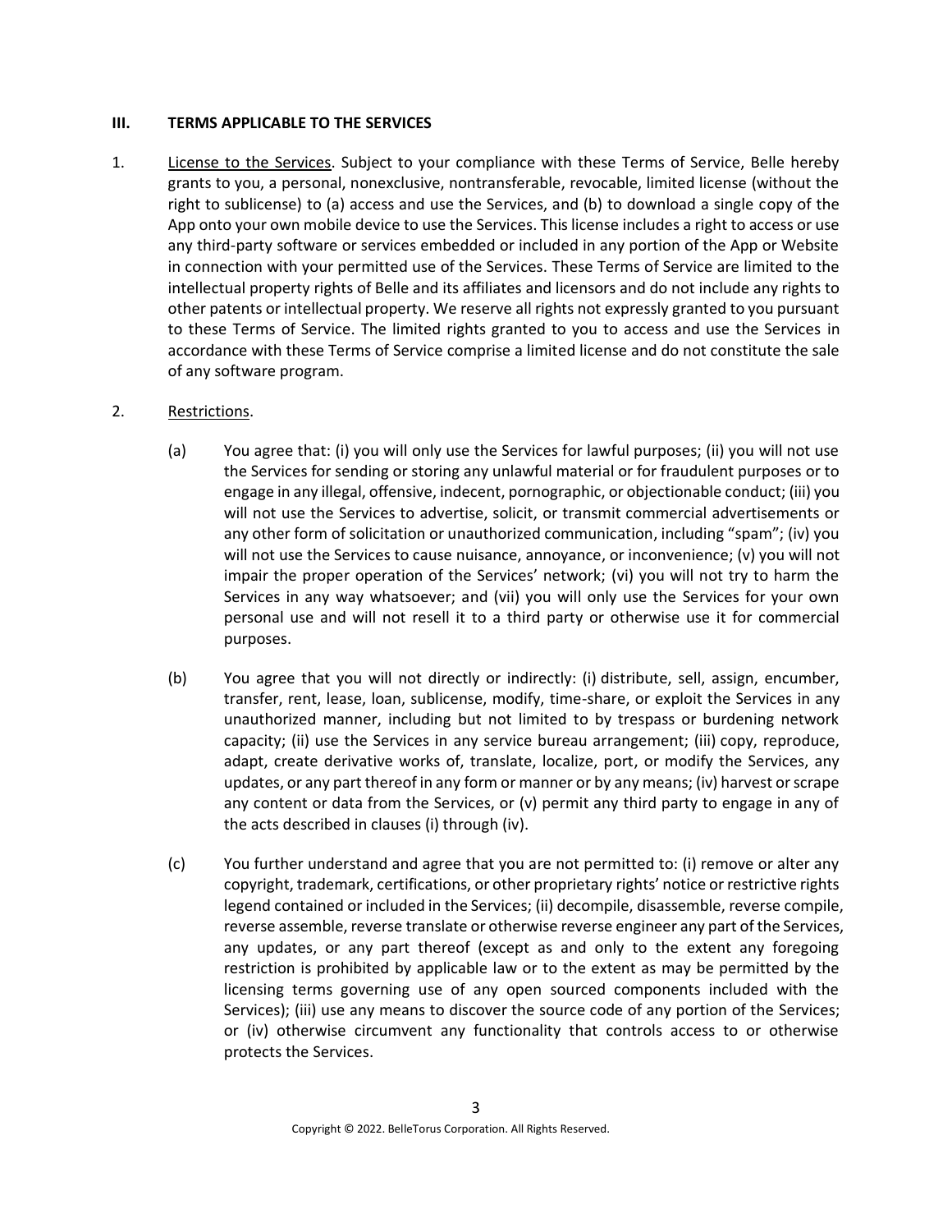## III. TERMS APPLICABLE TO THE SERVICES

1. License to the Services. Subject to your compliance with these Terms of Service, Belle hereby grants to you, a personal, nonexclusive, nontransferable, revocable, limited license (without the right to sublicense) to (a) access and use the Services, and (b) to download a single copy of the App onto your own mobile device to use the Services. This license includes a right to access or use any third-party software or services embedded or included in any portion of the App or Website in connection with your permitted use of the Services. These Terms of Service are limited to the intellectual property rights of Belle and its affiliates and licensors and do not include any rights to other patents or intellectual property. We reserve all rights not expressly granted to you pursuant to these Terms of Service. The limited rights granted to you to access and use the Services in accordance with these Terms of Service comprise a limited license and do not constitute the sale of any software program.

2. Restrictions.

   (a) You agree that: (i) you will only use the Services for lawful purposes; (ii) you will not use the Services for sending or storing any unlawful material or for fraudulent purposes or to engage in any illegal, offensive, indecent, pornographic, or objectionable conduct; (iii) you will not use the Services to advertise, solicit, or transmit commercial advertisements or any other form of solicitation or unauthorized communication, including "spam"; (iv) you will not use the Services to cause nuisance, annoyance, or inconvenience; (v) you will not impair the proper operation of the Services' network; (vi) you will not try to harm the Services in any way whatsoever; and (vii) you will only use the Services for your own personal use and will not resell it to a third party or otherwise use it for commercial purposes.

   (b) You agree that you will not directly or indirectly: (i) distribute, sell, assign, encumber, transfer, rent, lease, loan, sublicense, modify, time-share, or exploit the Services in any unauthorized manner, including but not limited to by trespass or burdening network capacity; (ii) use the Services in any service bureau arrangement; (iii) copy, reproduce, adapt, create derivative works of, translate, localize, port, or modify the Services, any updates, or any part thereof in any form or manner or by any means; (iv) harvest or scrape any content or data from the Services, or (v) permit any third party to engage in any of the acts described in clauses (i) through (iv).

   (c) You further understand and agree that you are not permitted to: (i) remove or alter any copyright, trademark, certifications, or other proprietary rights' notice or restrictive rights legend contained or included in the Services; (ii) decompile, disassemble, reverse compile, reverse assemble, reverse translate or otherwise reverse engineer any part of the Services, any updates, or any part thereof (except as and only to the extent any foregoing restriction is prohibited by applicable law or to the extent as may be permitted by the licensing terms governing use of any open sourced components included with the Services); (iii) use any means to discover the source code of any portion of the Services; or (iv) otherwise circumvent any functionality that controls access to or otherwise protects the Services.

Copyright © 2022. BelleTorus Corporation. All Rights Reserved.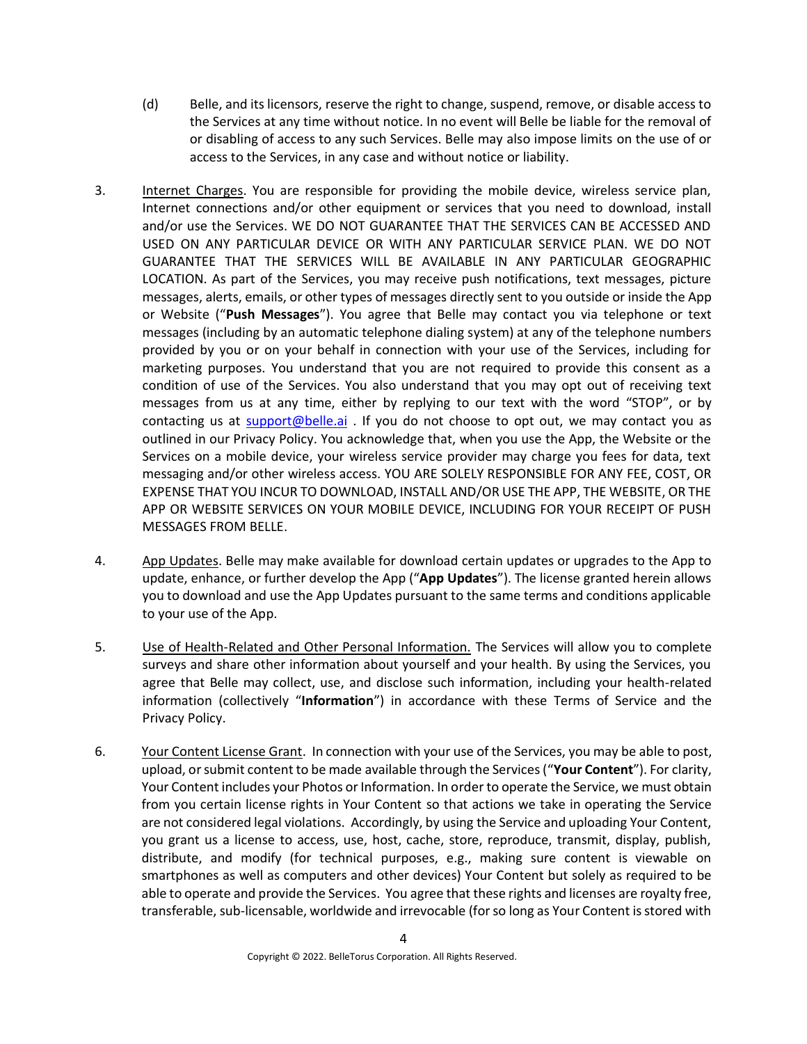(d) Belle, and its licensors, reserve the right to change, suspend, remove, or disable access to the Services at any time without notice. In no event will Belle be liable for the removal of or disabling of access to any such Services. Belle may also impose limits on the use of or access to the Services, in any case and without notice or liability.

3. Internet Charges. You are responsible for providing the mobile device, wireless service plan, Internet connections and/or other equipment or services that you need to download, install and/or use the Services. WE DO NOT GUARANTEE THAT THE SERVICES CAN BE ACCESSED AND USED ON ANY PARTICULAR DEVICE OR WITH ANY PARTICULAR SERVICE PLAN. WE DO NOT GUARANTEE THAT THE SERVICES WILL BE AVAILABLE IN ANY PARTICULAR GEOGRAPHIC LOCATION. As part of the Services, you may receive push notifications, text messages, picture messages, alerts, emails, or other types of messages directly sent to you outside or inside the App or Website ("**Push Messages**"). You agree that Belle may contact you via telephone or text messages (including by an automatic telephone dialing system) at any of the telephone numbers provided by you or on your behalf in connection with your use of the Services, including for marketing purposes. You understand that you are not required to provide this consent as a condition of use of the Services. You also understand that you may opt out of receiving text messages from us at any time, either by replying to our text with the word "STOP", or by contacting us at support@belle.ai . If you do not choose to opt out, we may contact you as outlined in our Privacy Policy. You acknowledge that, when you use the App, the Website or the Services on a mobile device, your wireless service provider may charge you fees for data, text messaging and/or other wireless access. YOU ARE SOLELY RESPONSIBLE FOR ANY FEE, COST, OR EXPENSE THAT YOU INCUR TO DOWNLOAD, INSTALL AND/OR USE THE APP, THE WEBSITE, OR THE APP OR WEBSITE SERVICES ON YOUR MOBILE DEVICE, INCLUDING FOR YOUR RECEIPT OF PUSH MESSAGES FROM BELLE.

4. App Updates. Belle may make available for download certain updates or upgrades to the App to update, enhance, or further develop the App ("**App Updates**"). The license granted herein allows you to download and use the App Updates pursuant to the same terms and conditions applicable to your use of the App.

5. Use of Health-Related and Other Personal Information. The Services will allow you to complete surveys and share other information about yourself and your health. By using the Services, you agree that Belle may collect, use, and disclose such information, including your health-related information (collectively "**Information**") in accordance with these Terms of Service and the Privacy Policy.

6. Your Content License Grant. In connection with your use of the Services, you may be able to post, upload, or submit content to be made available through the Services ("**Your Content**"). For clarity, Your Content includes your Photos or Information. In order to operate the Service, we must obtain from you certain license rights in Your Content so that actions we take in operating the Service are not considered legal violations. Accordingly, by using the Service and uploading Your Content, you grant us a license to access, use, host, cache, store, reproduce, transmit, display, publish, distribute, and modify (for technical purposes, e.g., making sure content is viewable on smartphones as well as computers and other devices) Your Content but solely as required to be able to operate and provide the Services. You agree that these rights and licenses are royalty free, transferable, sub-licensable, worldwide and irrevocable (for so long as Your Content is stored with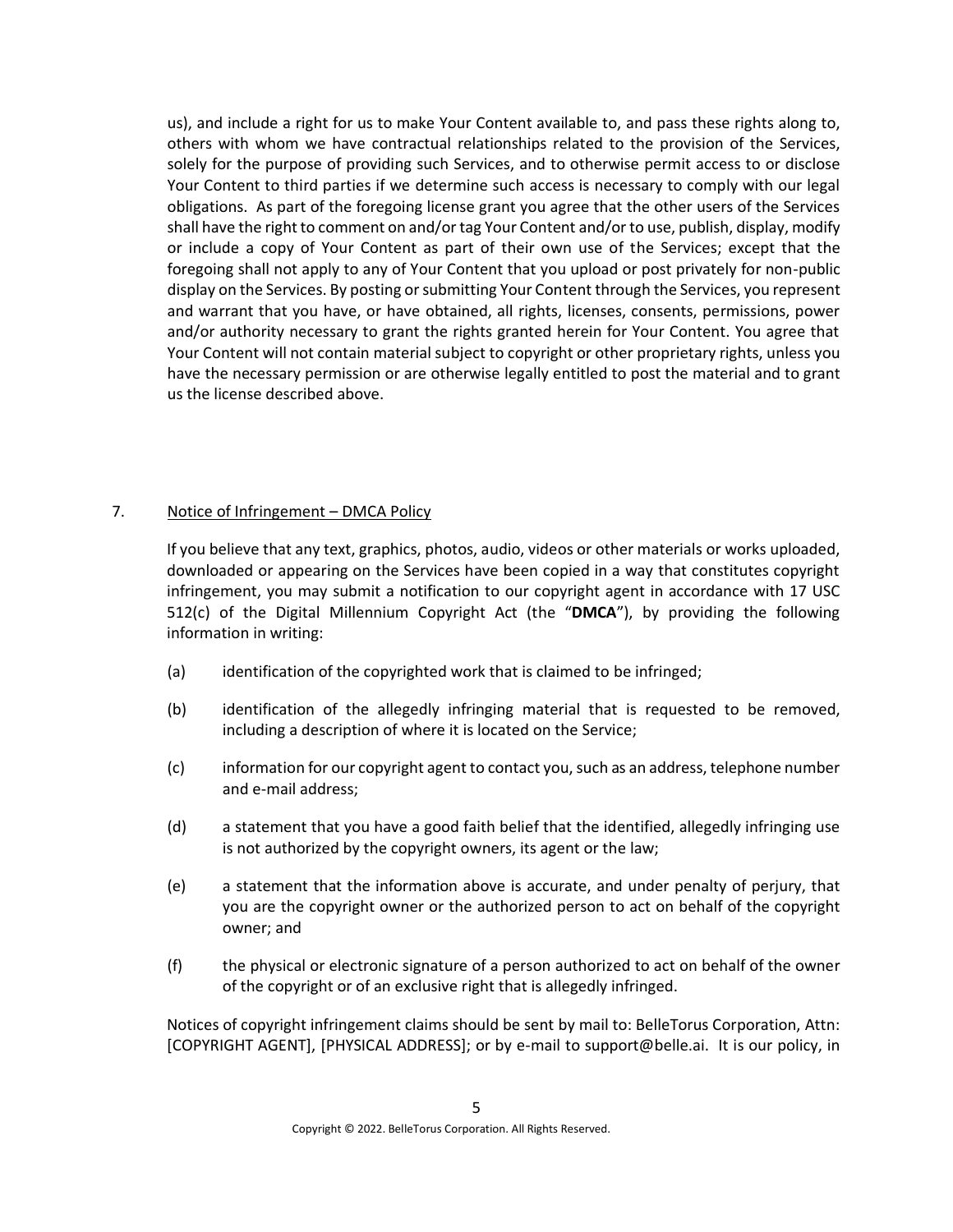us), and include a right for us to make Your Content available to, and pass these rights along to, others with whom we have contractual relationships related to the provision of the Services, solely for the purpose of providing such Services, and to otherwise permit access to or disclose Your Content to third parties if we determine such access is necessary to comply with our legal obligations. As part of the foregoing license grant you agree that the other users of the Services shall have the right to comment on and/or tag Your Content and/or to use, publish, display, modify or include a copy of Your Content as part of their own use of the Services; except that the foregoing shall not apply to any of Your Content that you upload or post privately for non-public display on the Services. By posting or submitting Your Content through the Services, you represent and warrant that you have, or have obtained, all rights, licenses, consents, permissions, power and/or authority necessary to grant the rights granted herein for Your Content. You agree that Your Content will not contain material subject to copyright or other proprietary rights, unless you have the necessary permission or are otherwise legally entitled to post the material and to grant us the license described above.

7. <u>Notice of Infringement – DMCA Policy</u>

If you believe that any text, graphics, photos, audio, videos or other materials or works uploaded, downloaded or appearing on the Services have been copied in a way that constitutes copyright infringement, you may submit a notification to our copyright agent in accordance with 17 USC 512(c) of the Digital Millennium Copyright Act (the "**DMCA**"), by providing the following information in writing:

(a) identification of the copyrighted work that is claimed to be infringed;

(b) identification of the allegedly infringing material that is requested to be removed, including a description of where it is located on the Service;

(c) information for our copyright agent to contact you, such as an address, telephone number and e-mail address;

(d) a statement that you have a good faith belief that the identified, allegedly infringing use is not authorized by the copyright owners, its agent or the law;

(e) a statement that the information above is accurate, and under penalty of perjury, that you are the copyright owner or the authorized person to act on behalf of the copyright owner; and

(f) the physical or electronic signature of a person authorized to act on behalf of the owner of the copyright or of an exclusive right that is allegedly infringed.

Notices of copyright infringement claims should be sent by mail to: BelleTorus Corporation, Attn: [COPYRIGHT AGENT], [PHYSICAL ADDRESS]; or by e-mail to support@belle.ai. It is our policy, in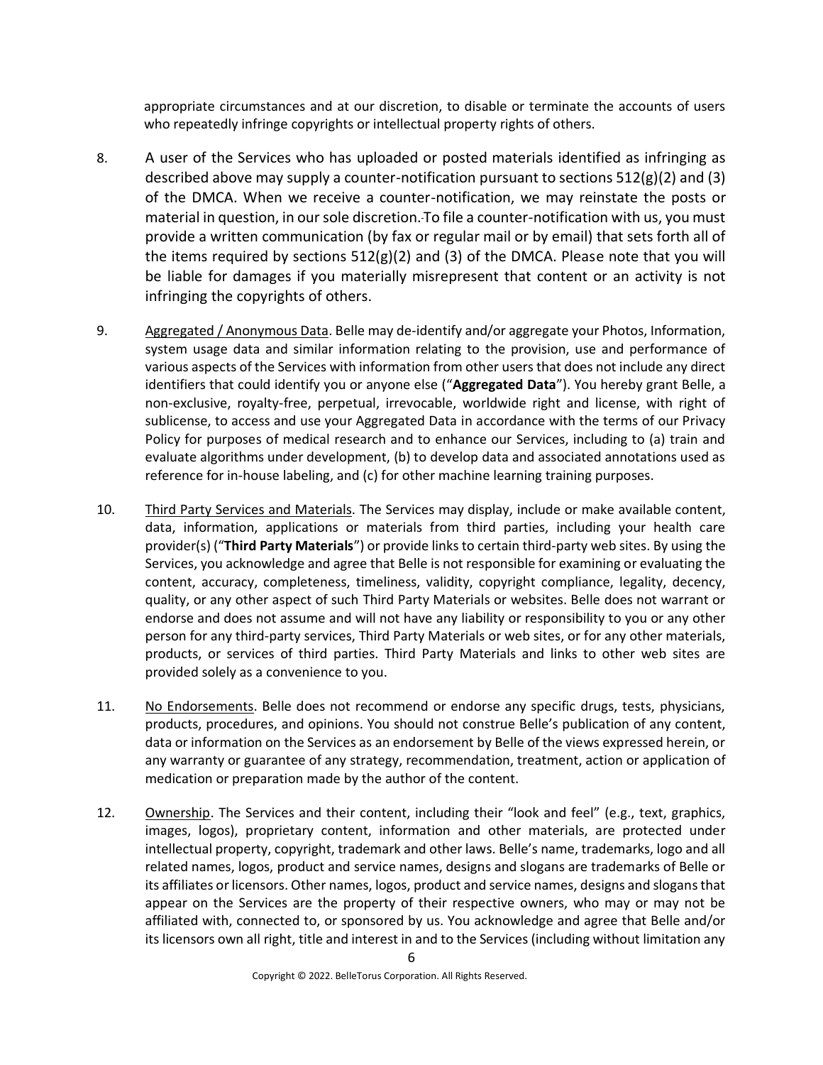appropriate circumstances and at our discretion, to disable or terminate the accounts of users who repeatedly infringe copyrights or intellectual property rights of others.

8. A user of the Services who has uploaded or posted materials identified as infringing as described above may supply a counter-notification pursuant to sections 512(g)(2) and (3) of the DMCA. When we receive a counter-notification, we may reinstate the posts or material in question, in our sole discretion. To file a counter-notification with us, you must provide a written communication (by fax or regular mail or by email) that sets forth all of the items required by sections 512(g)(2) and (3) of the DMCA. Please note that you will be liable for damages if you materially misrepresent that content or an activity is not infringing the copyrights of others.

9. <u>Aggregated / Anonymous Data</u>. Belle may de-identify and/or aggregate your Photos, Information, system usage data and similar information relating to the provision, use and performance of various aspects of the Services with information from other users that does not include any direct identifiers that could identify you or anyone else ("**Aggregated Data**"). You hereby grant Belle, a non-exclusive, royalty-free, perpetual, irrevocable, worldwide right and license, with right of sublicense, to access and use your Aggregated Data in accordance with the terms of our Privacy Policy for purposes of medical research and to enhance our Services, including to (a) train and evaluate algorithms under development, (b) to develop data and associated annotations used as reference for in-house labeling, and (c) for other machine learning training purposes.

10. <u>Third Party Services and Materials</u>. The Services may display, include or make available content, data, information, applications or materials from third parties, including your health care provider(s) ("**Third Party Materials**") or provide links to certain third-party web sites. By using the Services, you acknowledge and agree that Belle is not responsible for examining or evaluating the content, accuracy, completeness, timeliness, validity, copyright compliance, legality, decency, quality, or any other aspect of such Third Party Materials or websites. Belle does not warrant or endorse and does not assume and will not have any liability or responsibility to you or any other person for any third-party services, Third Party Materials or web sites, or for any other materials, products, or services of third parties. Third Party Materials and links to other web sites are provided solely as a convenience to you.

11. <u>No Endorsements</u>. Belle does not recommend or endorse any specific drugs, tests, physicians, products, procedures, and opinions. You should not construe Belle's publication of any content, data or information on the Services as an endorsement by Belle of the views expressed herein, or any warranty or guarantee of any strategy, recommendation, treatment, action or application of medication or preparation made by the author of the content.

12. <u>Ownership</u>. The Services and their content, including their "look and feel" (e.g., text, graphics, images, logos), proprietary content, information and other materials, are protected under intellectual property, copyright, trademark and other laws. Belle's name, trademarks, logo and all related names, logos, product and service names, designs and slogans are trademarks of Belle or its affiliates or licensors. Other names, logos, product and service names, designs and slogans that appear on the Services are the property of their respective owners, who may or may not be affiliated with, connected to, or sponsored by us. You acknowledge and agree that Belle and/or its licensors own all right, title and interest in and to the Services (including without limitation any

Copyright © 2022. BelleTorus Corporation. All Rights Reserved.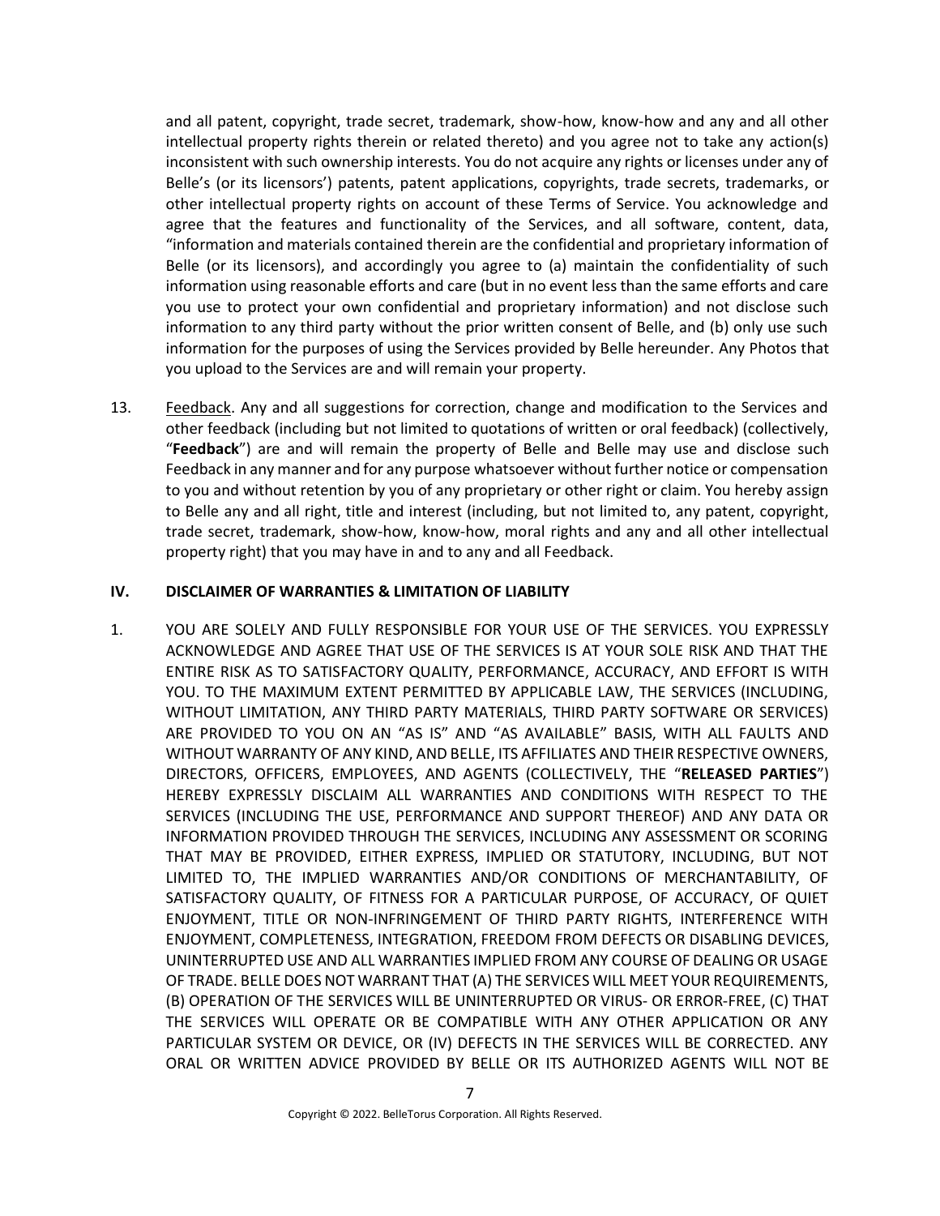and all patent, copyright, trade secret, trademark, show-how, know-how and any and all other intellectual property rights therein or related thereto) and you agree not to take any action(s) inconsistent with such ownership interests. You do not acquire any rights or licenses under any of Belle's (or its licensors') patents, patent applications, copyrights, trade secrets, trademarks, or other intellectual property rights on account of these Terms of Service. You acknowledge and agree that the features and functionality of the Services, and all software, content, data, "information and materials contained therein are the confidential and proprietary information of Belle (or its licensors), and accordingly you agree to (a) maintain the confidentiality of such information using reasonable efforts and care (but in no event less than the same efforts and care you use to protect your own confidential and proprietary information) and not disclose such information to any third party without the prior written consent of Belle, and (b) only use such information for the purposes of using the Services provided by Belle hereunder. Any Photos that you upload to the Services are and will remain your property.

13. Feedback. Any and all suggestions for correction, change and modification to the Services and other feedback (including but not limited to quotations of written or oral feedback) (collectively, "**Feedback**") are and will remain the property of Belle and Belle may use and disclose such Feedback in any manner and for any purpose whatsoever without further notice or compensation to you and without retention by you of any proprietary or other right or claim. You hereby assign to Belle any and all right, title and interest (including, but not limited to, any patent, copyright, trade secret, trademark, show-how, know-how, moral rights and any and all other intellectual property right) that you may have in and to any and all Feedback.

## IV. DISCLAIMER OF WARRANTIES & LIMITATION OF LIABILITY

1. YOU ARE SOLELY AND FULLY RESPONSIBLE FOR YOUR USE OF THE SERVICES. YOU EXPRESSLY ACKNOWLEDGE AND AGREE THAT USE OF THE SERVICES IS AT YOUR SOLE RISK AND THAT THE ENTIRE RISK AS TO SATISFACTORY QUALITY, PERFORMANCE, ACCURACY, AND EFFORT IS WITH YOU. TO THE MAXIMUM EXTENT PERMITTED BY APPLICABLE LAW, THE SERVICES (INCLUDING, WITHOUT LIMITATION, ANY THIRD PARTY MATERIALS, THIRD PARTY SOFTWARE OR SERVICES) ARE PROVIDED TO YOU ON AN "AS IS" AND "AS AVAILABLE" BASIS, WITH ALL FAULTS AND WITHOUT WARRANTY OF ANY KIND, AND BELLE, ITS AFFILIATES AND THEIR RESPECTIVE OWNERS, DIRECTORS, OFFICERS, EMPLOYEES, AND AGENTS (COLLECTIVELY, THE "**RELEASED PARTIES**") HEREBY EXPRESSLY DISCLAIM ALL WARRANTIES AND CONDITIONS WITH RESPECT TO THE SERVICES (INCLUDING THE USE, PERFORMANCE AND SUPPORT THEREOF) AND ANY DATA OR INFORMATION PROVIDED THROUGH THE SERVICES, INCLUDING ANY ASSESSMENT OR SCORING THAT MAY BE PROVIDED, EITHER EXPRESS, IMPLIED OR STATUTORY, INCLUDING, BUT NOT LIMITED TO, THE IMPLIED WARRANTIES AND/OR CONDITIONS OF MERCHANTABILITY, OF SATISFACTORY QUALITY, OF FITNESS FOR A PARTICULAR PURPOSE, OF ACCURACY, OF QUIET ENJOYMENT, TITLE OR NON-INFRINGEMENT OF THIRD PARTY RIGHTS, INTERFERENCE WITH ENJOYMENT, COMPLETENESS, INTEGRATION, FREEDOM FROM DEFECTS OR DISABLING DEVICES, UNINTERRUPTED USE AND ALL WARRANTIES IMPLIED FROM ANY COURSE OF DEALING OR USAGE OF TRADE. BELLE DOES NOT WARRANT THAT (A) THE SERVICES WILL MEET YOUR REQUIREMENTS, (B) OPERATION OF THE SERVICES WILL BE UNINTERRUPTED OR VIRUS- OR ERROR-FREE, (C) THAT THE SERVICES WILL OPERATE OR BE COMPATIBLE WITH ANY OTHER APPLICATION OR ANY PARTICULAR SYSTEM OR DEVICE, OR (IV) DEFECTS IN THE SERVICES WILL BE CORRECTED. ANY ORAL OR WRITTEN ADVICE PROVIDED BY BELLE OR ITS AUTHORIZED AGENTS WILL NOT BE

Copyright © 2022. BelleTorus Corporation. All Rights Reserved.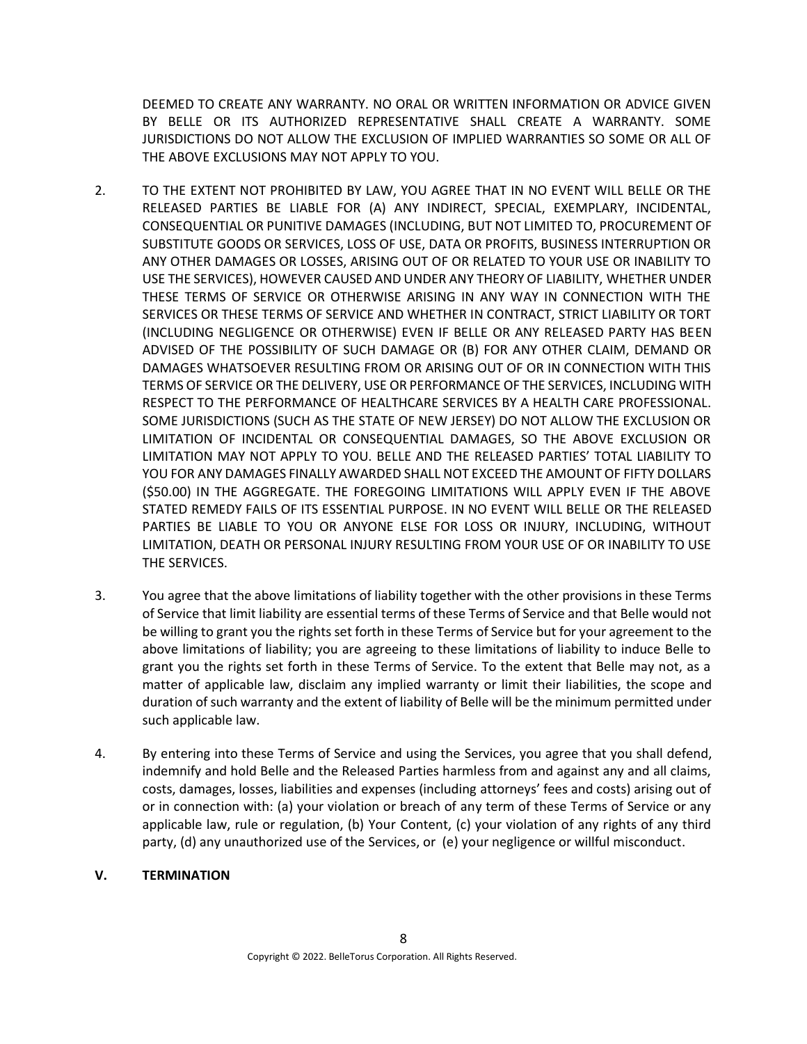DEEMED TO CREATE ANY WARRANTY. NO ORAL OR WRITTEN INFORMATION OR ADVICE GIVEN BY BELLE OR ITS AUTHORIZED REPRESENTATIVE SHALL CREATE A WARRANTY. SOME JURISDICTIONS DO NOT ALLOW THE EXCLUSION OF IMPLIED WARRANTIES SO SOME OR ALL OF THE ABOVE EXCLUSIONS MAY NOT APPLY TO YOU.

2. TO THE EXTENT NOT PROHIBITED BY LAW, YOU AGREE THAT IN NO EVENT WILL BELLE OR THE RELEASED PARTIES BE LIABLE FOR (A) ANY INDIRECT, SPECIAL, EXEMPLARY, INCIDENTAL, CONSEQUENTIAL OR PUNITIVE DAMAGES (INCLUDING, BUT NOT LIMITED TO, PROCUREMENT OF SUBSTITUTE GOODS OR SERVICES, LOSS OF USE, DATA OR PROFITS, BUSINESS INTERRUPTION OR ANY OTHER DAMAGES OR LOSSES, ARISING OUT OF OR RELATED TO YOUR USE OR INABILITY TO USE THE SERVICES), HOWEVER CAUSED AND UNDER ANY THEORY OF LIABILITY, WHETHER UNDER THESE TERMS OF SERVICE OR OTHERWISE ARISING IN ANY WAY IN CONNECTION WITH THE SERVICES OR THESE TERMS OF SERVICE AND WHETHER IN CONTRACT, STRICT LIABILITY OR TORT (INCLUDING NEGLIGENCE OR OTHERWISE) EVEN IF BELLE OR ANY RELEASED PARTY HAS BEEN ADVISED OF THE POSSIBILITY OF SUCH DAMAGE OR (B) FOR ANY OTHER CLAIM, DEMAND OR DAMAGES WHATSOEVER RESULTING FROM OR ARISING OUT OF OR IN CONNECTION WITH THIS TERMS OF SERVICE OR THE DELIVERY, USE OR PERFORMANCE OF THE SERVICES, INCLUDING WITH RESPECT TO THE PERFORMANCE OF HEALTHCARE SERVICES BY A HEALTH CARE PROFESSIONAL. SOME JURISDICTIONS (SUCH AS THE STATE OF NEW JERSEY) DO NOT ALLOW THE EXCLUSION OR LIMITATION OF INCIDENTAL OR CONSEQUENTIAL DAMAGES, SO THE ABOVE EXCLUSION OR LIMITATION MAY NOT APPLY TO YOU. BELLE AND THE RELEASED PARTIES' TOTAL LIABILITY TO YOU FOR ANY DAMAGES FINALLY AWARDED SHALL NOT EXCEED THE AMOUNT OF FIFTY DOLLARS ($50.00) IN THE AGGREGATE. THE FOREGOING LIMITATIONS WILL APPLY EVEN IF THE ABOVE STATED REMEDY FAILS OF ITS ESSENTIAL PURPOSE. IN NO EVENT WILL BELLE OR THE RELEASED PARTIES BE LIABLE TO YOU OR ANYONE ELSE FOR LOSS OR INJURY, INCLUDING, WITHOUT LIMITATION, DEATH OR PERSONAL INJURY RESULTING FROM YOUR USE OF OR INABILITY TO USE THE SERVICES.

3. You agree that the above limitations of liability together with the other provisions in these Terms of Service that limit liability are essential terms of these Terms of Service and that Belle would not be willing to grant you the rights set forth in these Terms of Service but for your agreement to the above limitations of liability; you are agreeing to these limitations of liability to induce Belle to grant you the rights set forth in these Terms of Service. To the extent that Belle may not, as a matter of applicable law, disclaim any implied warranty or limit their liabilities, the scope and duration of such warranty and the extent of liability of Belle will be the minimum permitted under such applicable law.

4. By entering into these Terms of Service and using the Services, you agree that you shall defend, indemnify and hold Belle and the Released Parties harmless from and against any and all claims, costs, damages, losses, liabilities and expenses (including attorneys' fees and costs) arising out of or in connection with: (a) your violation or breach of any term of these Terms of Service or any applicable law, rule or regulation, (b) Your Content, (c) your violation of any rights of any third party, (d) any unauthorized use of the Services, or (e) your negligence or willful misconduct.

## V. TERMINATION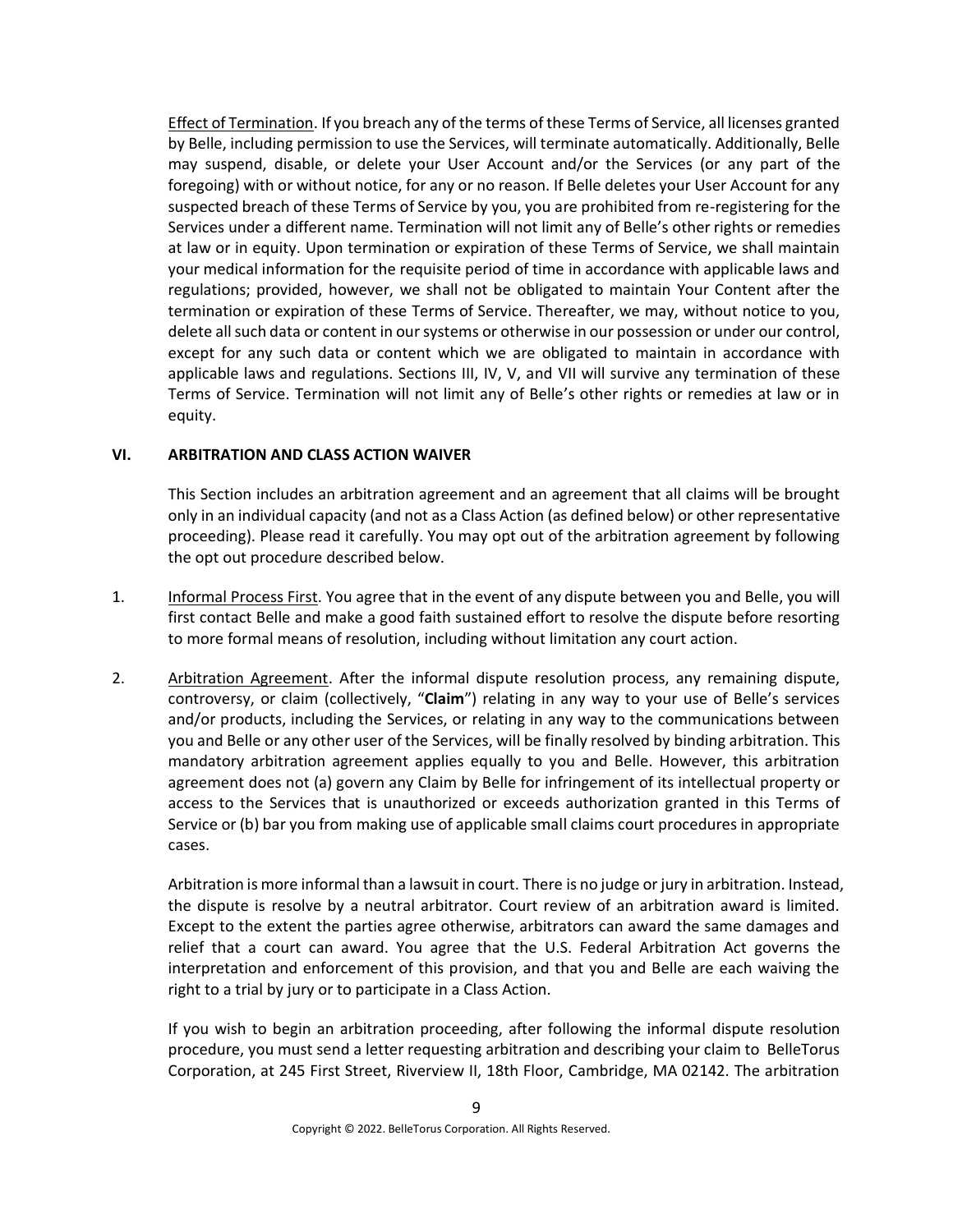<u>Effect of Termination</u>. If you breach any of the terms of these Terms of Service, all licenses granted by Belle, including permission to use the Services, will terminate automatically. Additionally, Belle may suspend, disable, or delete your User Account and/or the Services (or any part of the foregoing) with or without notice, for any or no reason. If Belle deletes your User Account for any suspected breach of these Terms of Service by you, you are prohibited from re-registering for the Services under a different name. Termination will not limit any of Belle's other rights or remedies at law or in equity. Upon termination or expiration of these Terms of Service, we shall maintain your medical information for the requisite period of time in accordance with applicable laws and regulations; provided, however, we shall not be obligated to maintain Your Content after the termination or expiration of these Terms of Service. Thereafter, we may, without notice to you, delete all such data or content in our systems or otherwise in our possession or under our control, except for any such data or content which we are obligated to maintain in accordance with applicable laws and regulations. Sections III, IV, V, and VII will survive any termination of these Terms of Service. Termination will not limit any of Belle's other rights or remedies at law or in equity.

## VI. ARBITRATION AND CLASS ACTION WAIVER

This Section includes an arbitration agreement and an agreement that all claims will be brought only in an individual capacity (and not as a Class Action (as defined below) or other representative proceeding). Please read it carefully. You may opt out of the arbitration agreement by following the opt out procedure described below.

1. <u>Informal Process First</u>. You agree that in the event of any dispute between you and Belle, you will first contact Belle and make a good faith sustained effort to resolve the dispute before resorting to more formal means of resolution, including without limitation any court action.

2. <u>Arbitration Agreement</u>. After the informal dispute resolution process, any remaining dispute, controversy, or claim (collectively, "**Claim**") relating in any way to your use of Belle's services and/or products, including the Services, or relating in any way to the communications between you and Belle or any other user of the Services, will be finally resolved by binding arbitration. This mandatory arbitration agreement applies equally to you and Belle. However, this arbitration agreement does not (a) govern any Claim by Belle for infringement of its intellectual property or access to the Services that is unauthorized or exceeds authorization granted in this Terms of Service or (b) bar you from making use of applicable small claims court procedures in appropriate cases.

   Arbitration is more informal than a lawsuit in court. There is no judge or jury in arbitration. Instead, the dispute is resolve by a neutral arbitrator. Court review of an arbitration award is limited. Except to the extent the parties agree otherwise, arbitrators can award the same damages and relief that a court can award. You agree that the U.S. Federal Arbitration Act governs the interpretation and enforcement of this provision, and that you and Belle are each waiving the right to a trial by jury or to participate in a Class Action.

   If you wish to begin an arbitration proceeding, after following the informal dispute resolution procedure, you must send a letter requesting arbitration and describing your claim to BelleTorus Corporation, at 245 First Street, Riverview II, 18th Floor, Cambridge, MA 02142. The arbitration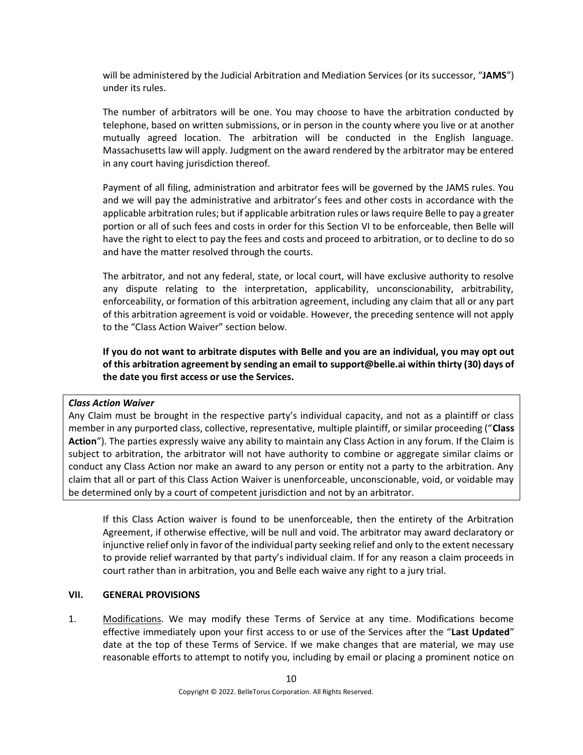will be administered by the Judicial Arbitration and Mediation Services (or its successor, "**JAMS**") under its rules.

The number of arbitrators will be one. You may choose to have the arbitration conducted by telephone, based on written submissions, or in person in the county where you live or at another mutually agreed location. The arbitration will be conducted in the English language. Massachusetts law will apply. Judgment on the award rendered by the arbitrator may be entered in any court having jurisdiction thereof.

Payment of all filing, administration and arbitrator fees will be governed by the JAMS rules. You and we will pay the administrative and arbitrator's fees and other costs in accordance with the applicable arbitration rules; but if applicable arbitration rules or laws require Belle to pay a greater portion or all of such fees and costs in order for this Section VI to be enforceable, then Belle will have the right to elect to pay the fees and costs and proceed to arbitration, or to decline to do so and have the matter resolved through the courts.

The arbitrator, and not any federal, state, or local court, will have exclusive authority to resolve any dispute relating to the interpretation, applicability, unconscionability, arbitrability, enforceability, or formation of this arbitration agreement, including any claim that all or any part of this arbitration agreement is void or voidable. However, the preceding sentence will not apply to the "Class Action Waiver" section below.

**If you do not want to arbitrate disputes with Belle and you are an individual, you may opt out of this arbitration agreement by sending an email to support@belle.ai within thirty (30) days of the date you first access or use the Services.**

***Class Action Waiver***

Any Claim must be brought in the respective party's individual capacity, and not as a plaintiff or class member in any purported class, collective, representative, multiple plaintiff, or similar proceeding ("**Class Action**"). The parties expressly waive any ability to maintain any Class Action in any forum. If the Claim is subject to arbitration, the arbitrator will not have authority to combine or aggregate similar claims or conduct any Class Action nor make an award to any person or entity not a party to the arbitration. Any claim that all or part of this Class Action Waiver is unenforceable, unconscionable, void, or voidable may be determined only by a court of competent jurisdiction and not by an arbitrator.

If this Class Action waiver is found to be unenforceable, then the entirety of the Arbitration Agreement, if otherwise effective, will be null and void. The arbitrator may award declaratory or injunctive relief only in favor of the individual party seeking relief and only to the extent necessary to provide relief warranted by that party's individual claim. If for any reason a claim proceeds in court rather than in arbitration, you and Belle each waive any right to a jury trial.

## VII. GENERAL PROVISIONS

1. Modifications. We may modify these Terms of Service at any time. Modifications become effective immediately upon your first access to or use of the Services after the "**Last Updated**" date at the top of these Terms of Service. If we make changes that are material, we may use reasonable efforts to attempt to notify you, including by email or placing a prominent notice on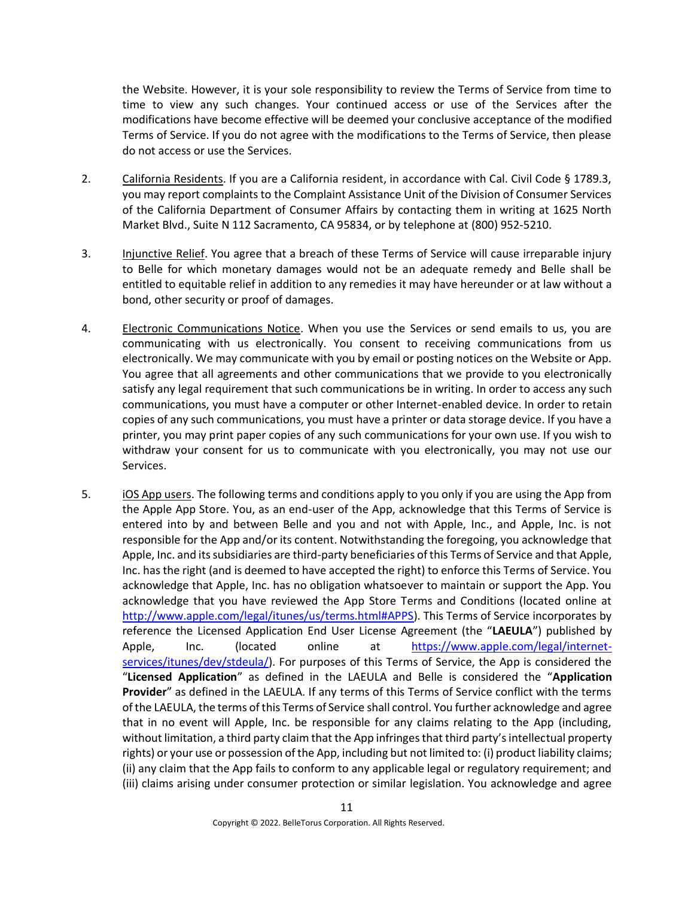the Website. However, it is your sole responsibility to review the Terms of Service from time to time to view any such changes. Your continued access or use of the Services after the modifications have become effective will be deemed your conclusive acceptance of the modified Terms of Service. If you do not agree with the modifications to the Terms of Service, then please do not access or use the Services.

2. California Residents. If you are a California resident, in accordance with Cal. Civil Code § 1789.3, you may report complaints to the Complaint Assistance Unit of the Division of Consumer Services of the California Department of Consumer Affairs by contacting them in writing at 1625 North Market Blvd., Suite N 112 Sacramento, CA 95834, or by telephone at (800) 952-5210.

3. Injunctive Relief. You agree that a breach of these Terms of Service will cause irreparable injury to Belle for which monetary damages would not be an adequate remedy and Belle shall be entitled to equitable relief in addition to any remedies it may have hereunder or at law without a bond, other security or proof of damages.

4. Electronic Communications Notice. When you use the Services or send emails to us, you are communicating with us electronically. You consent to receiving communications from us electronically. We may communicate with you by email or posting notices on the Website or App. You agree that all agreements and other communications that we provide to you electronically satisfy any legal requirement that such communications be in writing. In order to access any such communications, you must have a computer or other Internet-enabled device. In order to retain copies of any such communications, you must have a printer or data storage device. If you have a printer, you may print paper copies of any such communications for your own use. If you wish to withdraw your consent for us to communicate with you electronically, you may not use our Services.

5. iOS App users. The following terms and conditions apply to you only if you are using the App from the Apple App Store. You, as an end-user of the App, acknowledge that this Terms of Service is entered into by and between Belle and you and not with Apple, Inc., and Apple, Inc. is not responsible for the App and/or its content. Notwithstanding the foregoing, you acknowledge that Apple, Inc. and its subsidiaries are third-party beneficiaries of this Terms of Service and that Apple, Inc. has the right (and is deemed to have accepted the right) to enforce this Terms of Service. You acknowledge that Apple, Inc. has no obligation whatsoever to maintain or support the App. You acknowledge that you have reviewed the App Store Terms and Conditions (located online at http://www.apple.com/legal/itunes/us/terms.html#APPS). This Terms of Service incorporates by reference the Licensed Application End User License Agreement (the "**LAEULA**") published by Apple, Inc. (located online at https://www.apple.com/legal/internet-services/itunes/dev/stdeula/). For purposes of this Terms of Service, the App is considered the "**Licensed Application**" as defined in the LAEULA and Belle is considered the "**Application Provider**" as defined in the LAEULA. If any terms of this Terms of Service conflict with the terms of the LAEULA, the terms of this Terms of Service shall control. You further acknowledge and agree that in no event will Apple, Inc. be responsible for any claims relating to the App (including, without limitation, a third party claim that the App infringes that third party's intellectual property rights) or your use or possession of the App, including but not limited to: (i) product liability claims; (ii) any claim that the App fails to conform to any applicable legal or regulatory requirement; and (iii) claims arising under consumer protection or similar legislation. You acknowledge and agree

Copyright © 2022. BelleTorus Corporation. All Rights Reserved.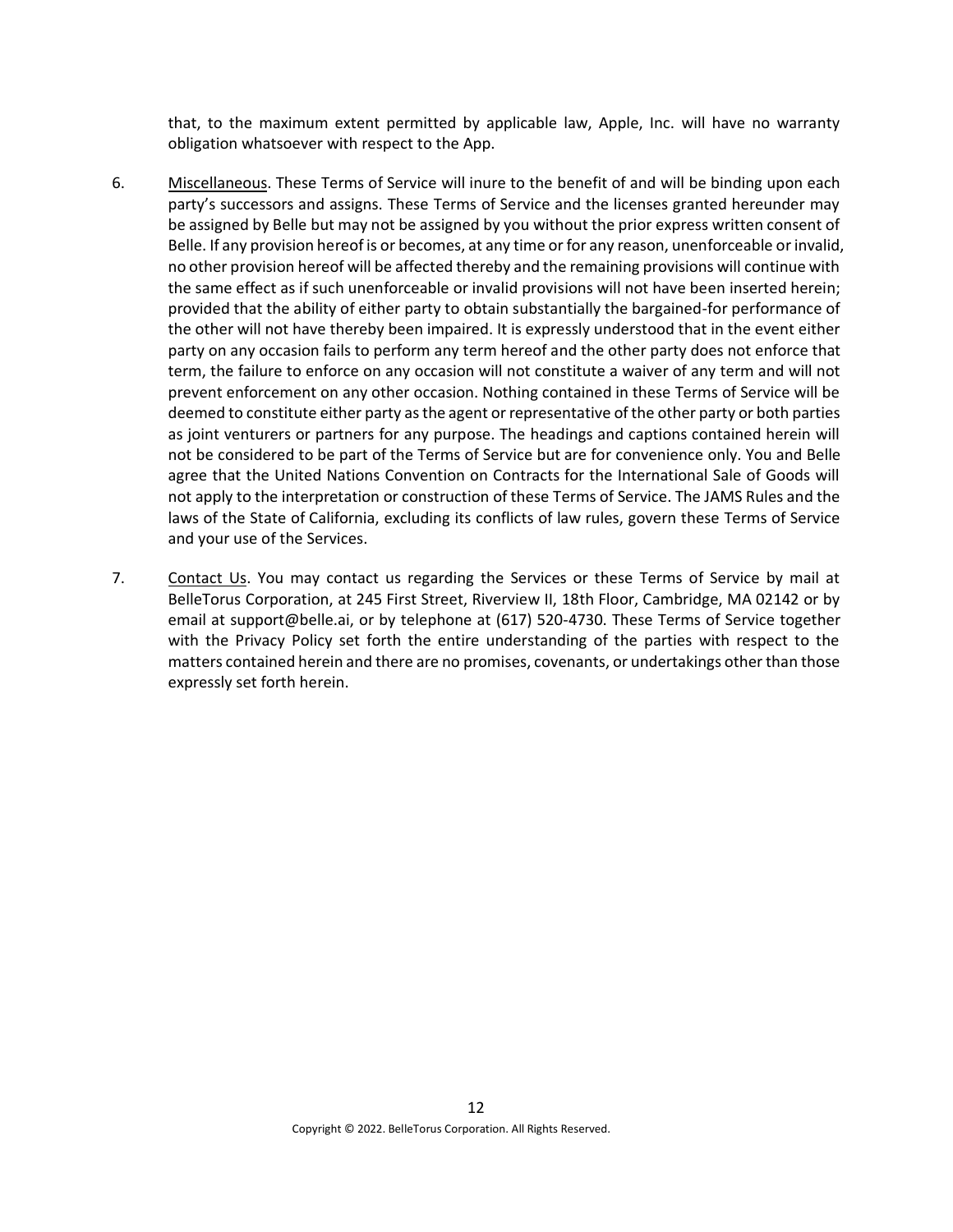that, to the maximum extent permitted by applicable law, Apple, Inc. will have no warranty obligation whatsoever with respect to the App.

6. Miscellaneous. These Terms of Service will inure to the benefit of and will be binding upon each party's successors and assigns. These Terms of Service and the licenses granted hereunder may be assigned by Belle but may not be assigned by you without the prior express written consent of Belle. If any provision hereof is or becomes, at any time or for any reason, unenforceable or invalid, no other provision hereof will be affected thereby and the remaining provisions will continue with the same effect as if such unenforceable or invalid provisions will not have been inserted herein; provided that the ability of either party to obtain substantially the bargained-for performance of the other will not have thereby been impaired. It is expressly understood that in the event either party on any occasion fails to perform any term hereof and the other party does not enforce that term, the failure to enforce on any occasion will not constitute a waiver of any term and will not prevent enforcement on any other occasion. Nothing contained in these Terms of Service will be deemed to constitute either party as the agent or representative of the other party or both parties as joint venturers or partners for any purpose. The headings and captions contained herein will not be considered to be part of the Terms of Service but are for convenience only. You and Belle agree that the United Nations Convention on Contracts for the International Sale of Goods will not apply to the interpretation or construction of these Terms of Service. The JAMS Rules and the laws of the State of California, excluding its conflicts of law rules, govern these Terms of Service and your use of the Services.

7. Contact Us. You may contact us regarding the Services or these Terms of Service by mail at BelleTorus Corporation, at 245 First Street, Riverview II, 18th Floor, Cambridge, MA 02142 or by email at support@belle.ai, or by telephone at (617) 520-4730. These Terms of Service together with the Privacy Policy set forth the entire understanding of the parties with respect to the matters contained herein and there are no promises, covenants, or undertakings other than those expressly set forth herein.